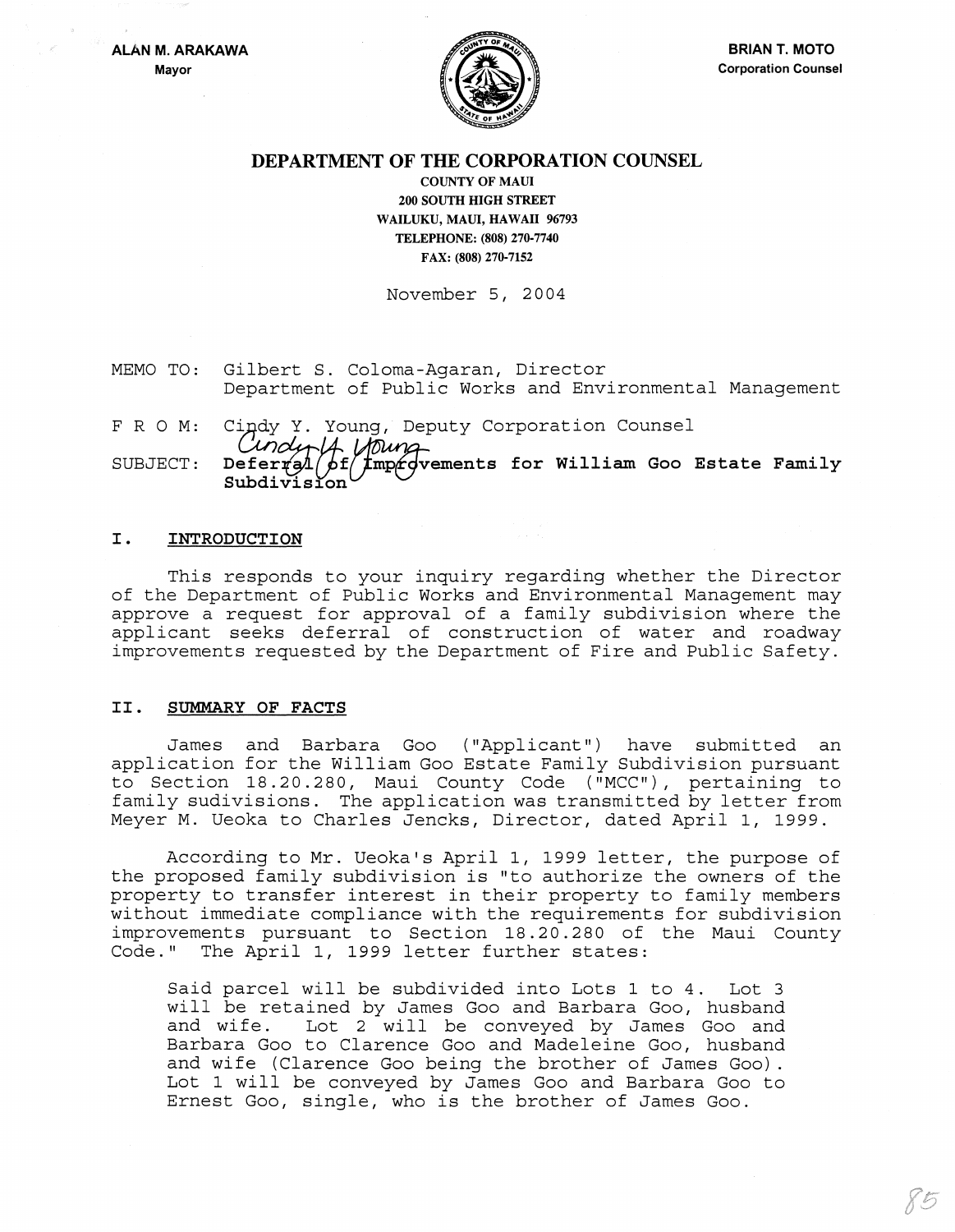ALAN M. ARAKAWA
Mayor

BRIAN T. MOTO
Corporation Counsel

# DEPARTMENT OF THE CORPORATION COUNSEL

COUNTY OF MAUI
200 SOUTH HIGH STREET
WAILUKU, MAUI, HAWAII 96793
TELEPHONE: (808) 270-7740
FAX: (808) 270-7152

November 5, 2004

MEMO TO: Gilbert S. Coloma-Agaran, Director
Department of Public Works and Environmental Management

F R O M: Cindy Y. Young, Deputy Corporation Counsel

SUBJECT: **Deferral of Improvements for William Goo Estate Family Subdivision**

## I. INTRODUCTION

This responds to your inquiry regarding whether the Director of the Department of Public Works and Environmental Management may approve a request for approval of a family subdivision where the applicant seeks deferral of construction of water and roadway improvements requested by the Department of Fire and Public Safety.

## II. SUMMARY OF FACTS

James and Barbara Goo ("Applicant") have submitted an application for the William Goo Estate Family Subdivision pursuant to Section 18.20.280, Maui County Code ("MCC"), pertaining to family sudivisions. The application was transmitted by letter from Meyer M. Ueoka to Charles Jencks, Director, dated April 1, 1999.

According to Mr. Ueoka's April 1, 1999 letter, the purpose of the proposed family subdivision is "to authorize the owners of the property to transfer interest in their property to family members without immediate compliance with the requirements for subdivision improvements pursuant to Section 18.20.280 of the Maui County Code." The April 1, 1999 letter further states:

> Said parcel will be subdivided into Lots 1 to 4. Lot 3 will be retained by James Goo and Barbara Goo, husband and wife. Lot 2 will be conveyed by James Goo and Barbara Goo to Clarence Goo and Madeleine Goo, husband and wife (Clarence Goo being the brother of James Goo). Lot 1 will be conveyed by James Goo and Barbara Goo to Ernest Goo, single, who is the brother of James Goo.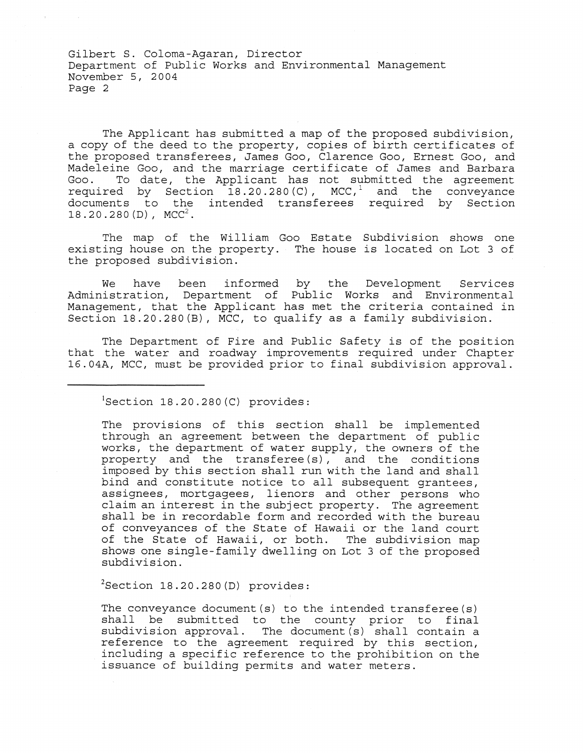Gilbert S. Coloma-Agaran, Director
Department of Public Works and Environmental Management
November 5, 2004
Page 2

The Applicant has submitted a map of the proposed subdivision, a copy of the deed to the property, copies of birth certificates of the proposed transferees, James Goo, Clarence Goo, Ernest Goo, and Madeleine Goo, and the marriage certificate of James and Barbara Goo. To date, the Applicant has not submitted the agreement required by Section 18.20.280(C), MCC,[1] and the conveyance documents to the intended transferees required by Section 18.20.280(D), MCC[2].

The map of the William Goo Estate Subdivision shows one existing house on the property. The house is located on Lot 3 of the proposed subdivision.

We have been informed by the Development Services Administration, Department of Public Works and Environmental Management, that the Applicant has met the criteria contained in Section 18.20.280(B), MCC, to qualify as a family subdivision.

The Department of Fire and Public Safety is of the position that the water and roadway improvements required under Chapter 16.04A, MCC, must be provided prior to final subdivision approval.

---

[1]Section 18.20.280(C) provides:

The provisions of this section shall be implemented through an agreement between the department of public works, the department of water supply, the owners of the property and the transferee(s), and the conditions imposed by this section shall run with the land and shall bind and constitute notice to all subsequent grantees, assignees, mortgagees, lienors and other persons who claim an interest in the subject property. The agreement shall be in recordable form and recorded with the bureau of conveyances of the State of Hawaii or the land court of the State of Hawaii, or both. The subdivision map shows one single-family dwelling on Lot 3 of the proposed subdivision.

[2]Section 18.20.280(D) provides:

The conveyance document(s) to the intended transferee(s) shall be submitted to the county prior to final subdivision approval. The document(s) shall contain a reference to the agreement required by this section, including a specific reference to the prohibition on the issuance of building permits and water meters.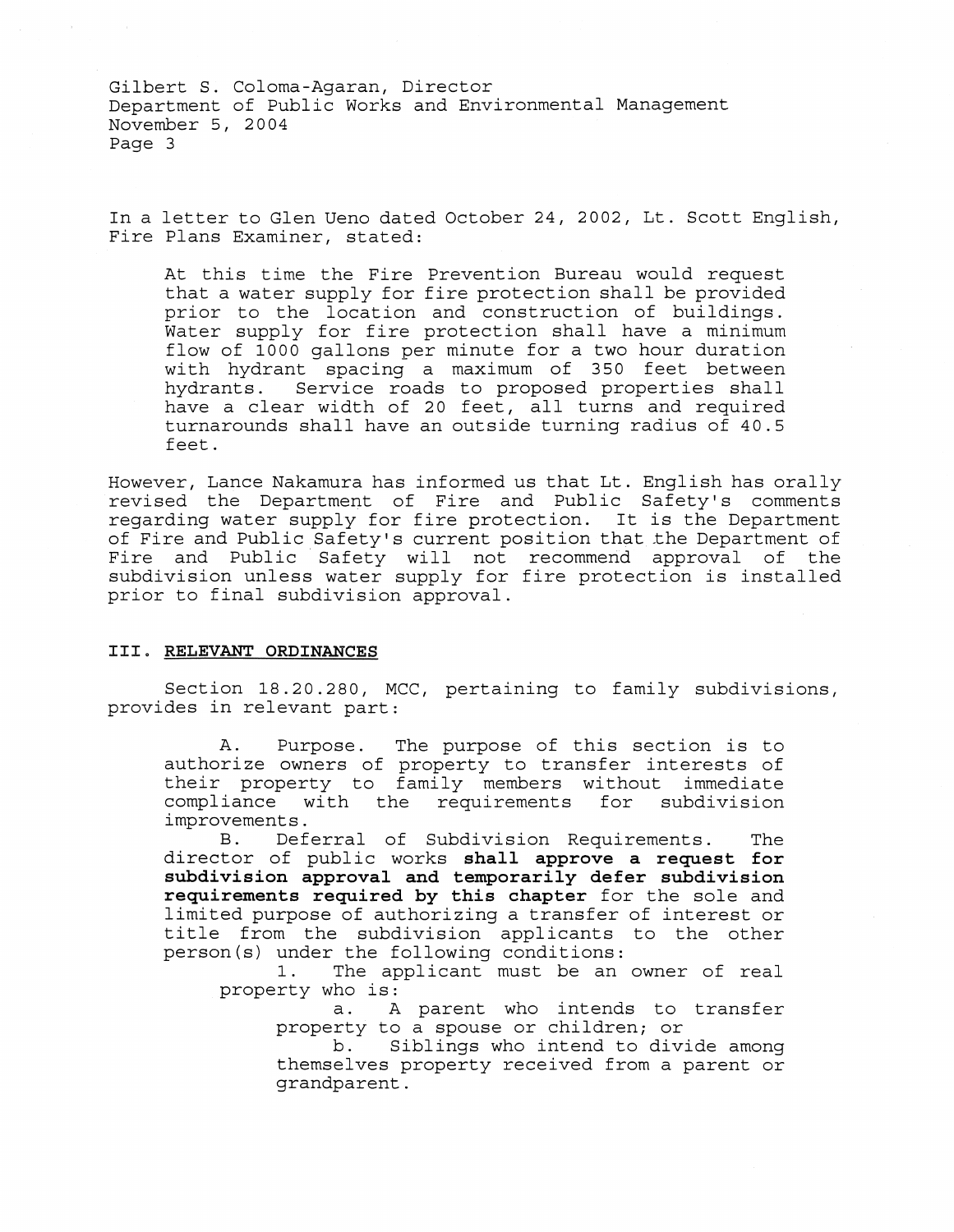In a letter to Glen Ueno dated October 24, 2002, Lt. Scott English, Fire Plans Examiner, stated:

> At this time the Fire Prevention Bureau would request that a water supply for fire protection shall be provided prior to the location and construction of buildings. Water supply for fire protection shall have a minimum flow of 1000 gallons per minute for a two hour duration with hydrant spacing a maximum of 350 feet between hydrants. Service roads to proposed properties shall have a clear width of 20 feet, all turns and required turnarounds shall have an outside turning radius of 40.5 feet.

However, Lance Nakamura has informed us that Lt. English has orally revised the Department of Fire and Public Safety's comments regarding water supply for fire protection. It is the Department of Fire and Public Safety's current position that the Department of Fire and Public Safety will not recommend approval of the subdivision unless water supply for fire protection is installed prior to final subdivision approval.

## III. RELEVANT ORDINANCES

Section 18.20.280, MCC, pertaining to family subdivisions, provides in relevant part:

> A. Purpose. The purpose of this section is to authorize owners of property to transfer interests of their property to family members without immediate compliance with the requirements for subdivision improvements.
>
> B. Deferral of Subdivision Requirements. The director of public works **shall approve a request for subdivision approval and temporarily defer subdivision requirements required by this chapter** for the sole and limited purpose of authorizing a transfer of interest or title from the subdivision applicants to the other person(s) under the following conditions:
>
> 1. The applicant must be an owner of real property who is:
>     a. A parent who intends to transfer property to a spouse or children; or
>     b. Siblings who intend to divide among themselves property received from a parent or grandparent.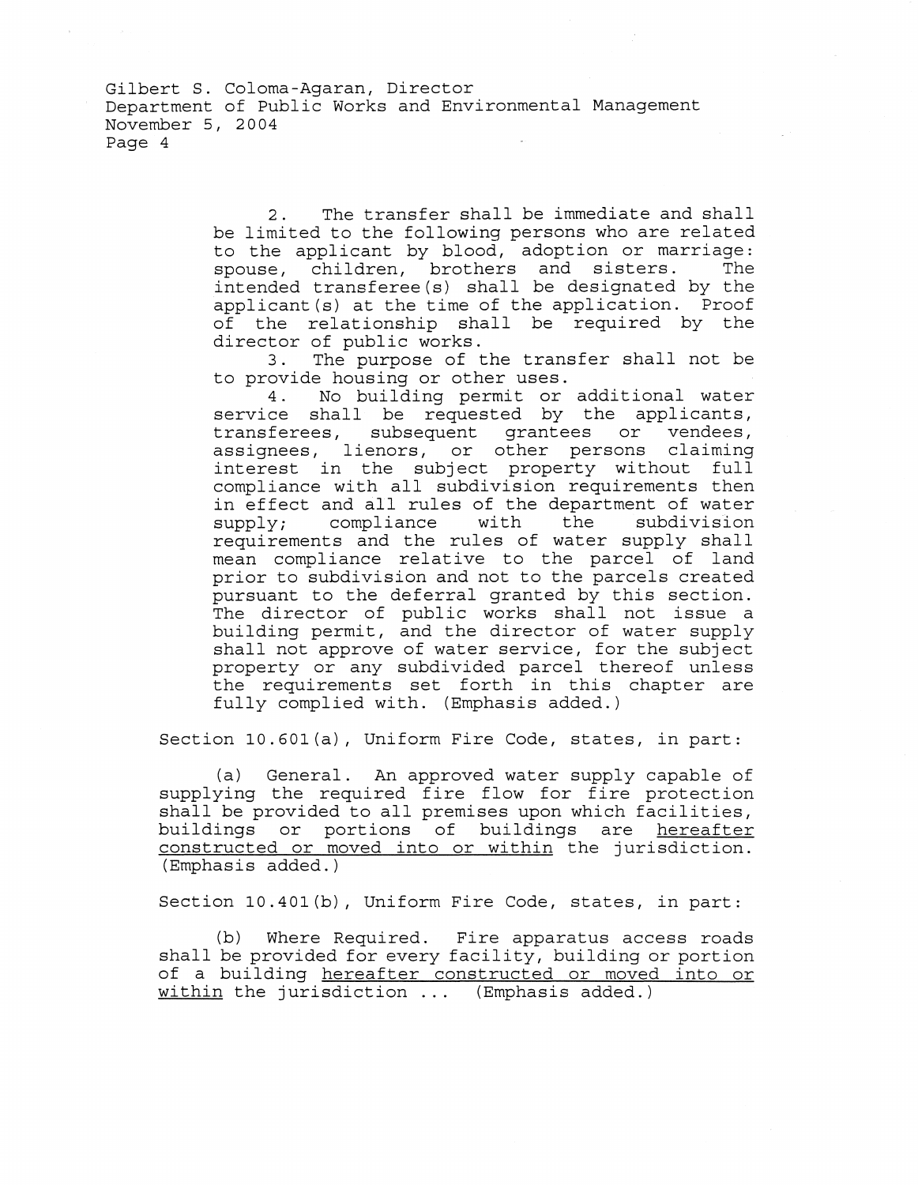2. The transfer shall be immediate and shall be limited to the following persons who are related to the applicant by blood, adoption or marriage: spouse, children, brothers and sisters. The intended transferee(s) shall be designated by the applicant(s) at the time of the application. Proof of the relationship shall be required by the director of public works.

3. The purpose of the transfer shall not be to provide housing or other uses.

4. No building permit or additional water service shall be requested by the applicants, transferees, subsequent grantees or vendees, assignees, lienors, or other persons claiming interest in the subject property without full compliance with all subdivision requirements then in effect and all rules of the department of water supply; compliance with the subdivision requirements and the rules of water supply shall mean compliance relative to the parcel of land prior to subdivision and not to the parcels created pursuant to the deferral granted by this section. The director of public works shall not issue a building permit, and the director of water supply shall not approve of water service, for the subject property or any subdivided parcel thereof unless the requirements set forth in this chapter are fully complied with. (Emphasis added.)

Section 10.601(a), Uniform Fire Code, states, in part:

(a) General. An approved water supply capable of supplying the required fire flow for fire protection shall be provided to all premises upon which facilities, buildings or portions of buildings are <u>hereafter constructed or moved into or within</u> the jurisdiction. (Emphasis added.)

Section 10.401(b), Uniform Fire Code, states, in part:

(b) Where Required. Fire apparatus access roads shall be provided for every facility, building or portion of a building <u>hereafter constructed or moved into or within</u> the jurisdiction ... (Emphasis added.)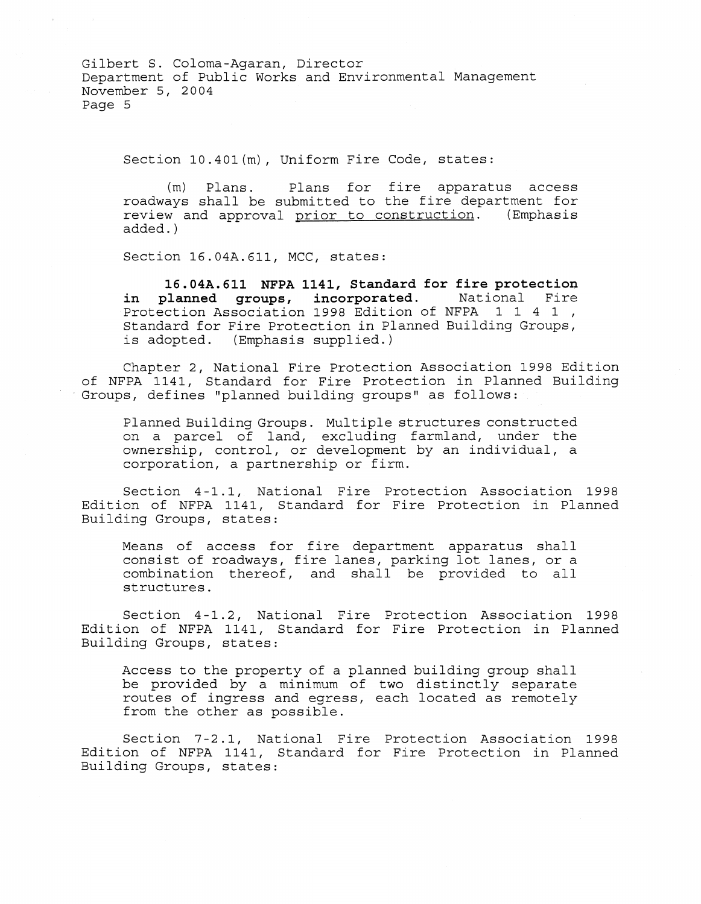Section 10.401(m), Uniform Fire Code, states:

> (m) Plans. Plans for fire apparatus access roadways shall be submitted to the fire department for review and approval <u>prior to construction</u>. (Emphasis added.)

Section 16.04A.611, MCC, states:

> **16.04A.611 NFPA 1141, Standard for fire protection in planned groups, incorporated.** National Fire Protection Association 1998 Edition of NFPA 1141, Standard for Fire Protection in Planned Building Groups, is adopted. (Emphasis supplied.)

Chapter 2, National Fire Protection Association 1998 Edition of NFPA 1141, Standard for Fire Protection in Planned Building Groups, defines "planned building groups" as follows:

> Planned Building Groups. Multiple structures constructed on a parcel of land, excluding farmland, under the ownership, control, or development by an individual, a corporation, a partnership or firm.

Section 4-1.1, National Fire Protection Association 1998 Edition of NFPA 1141, Standard for Fire Protection in Planned Building Groups, states:

> Means of access for fire department apparatus shall consist of roadways, fire lanes, parking lot lanes, or a combination thereof, and shall be provided to all structures.

Section 4-1.2, National Fire Protection Association 1998 Edition of NFPA 1141, Standard for Fire Protection in Planned Building Groups, states:

> Access to the property of a planned building group shall be provided by a minimum of two distinctly separate routes of ingress and egress, each located as remotely from the other as possible.

Section 7-2.1, National Fire Protection Association 1998 Edition of NFPA 1141, Standard for Fire Protection in Planned Building Groups, states: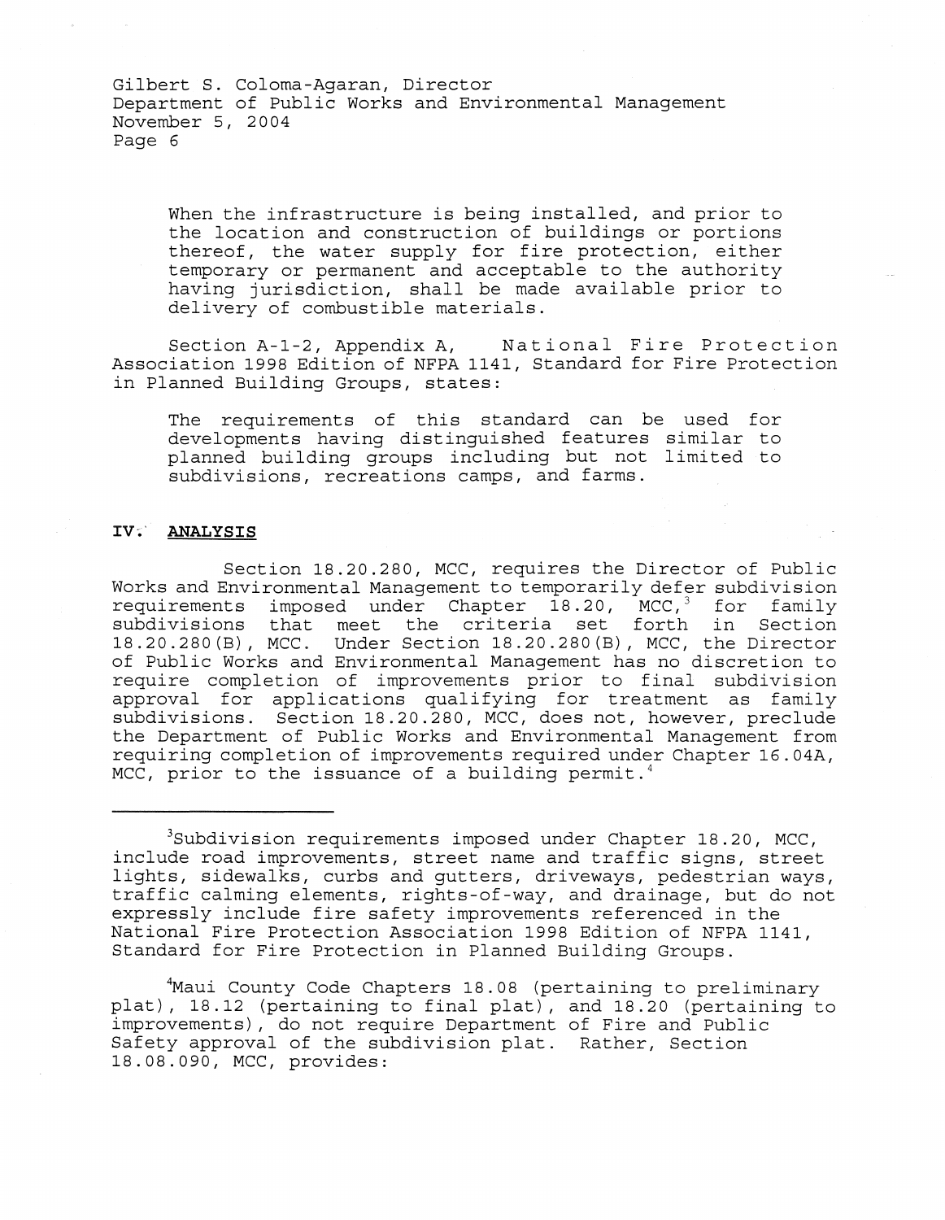> When the infrastructure is being installed, and prior to the location and construction of buildings or portions thereof, the water supply for fire protection, either temporary or permanent and acceptable to the authority having jurisdiction, shall be made available prior to delivery of combustible materials.

Section A-1-2, Appendix A, National Fire Protection Association 1998 Edition of NFPA 1141, Standard for Fire Protection in Planned Building Groups, states:

> The requirements of this standard can be used for developments having distinguished features similar to planned building groups including but not limited to subdivisions, recreations camps, and farms.

## IV. ANALYSIS

Section 18.20.280, MCC, requires the Director of Public Works and Environmental Management to temporarily defer subdivision requirements imposed under Chapter 18.20, MCC,[3] for family subdivisions that meet the criteria set forth in Section 18.20.280(B), MCC. Under Section 18.20.280(B), MCC, the Director of Public Works and Environmental Management has no discretion to require completion of improvements prior to final subdivision approval for applications qualifying for treatment as family subdivisions. Section 18.20.280, MCC, does not, however, preclude the Department of Public Works and Environmental Management from requiring completion of improvements required under Chapter 16.04A, MCC, prior to the issuance of a building permit.[4]

---

[3]Subdivision requirements imposed under Chapter 18.20, MCC, include road improvements, street name and traffic signs, street lights, sidewalks, curbs and gutters, driveways, pedestrian ways, traffic calming elements, rights-of-way, and drainage, but do not expressly include fire safety improvements referenced in the National Fire Protection Association 1998 Edition of NFPA 1141, Standard for Fire Protection in Planned Building Groups.

[4]Maui County Code Chapters 18.08 (pertaining to preliminary plat), 18.12 (pertaining to final plat), and 18.20 (pertaining to improvements), do not require Department of Fire and Public Safety approval of the subdivision plat. Rather, Section 18.08.090, MCC, provides: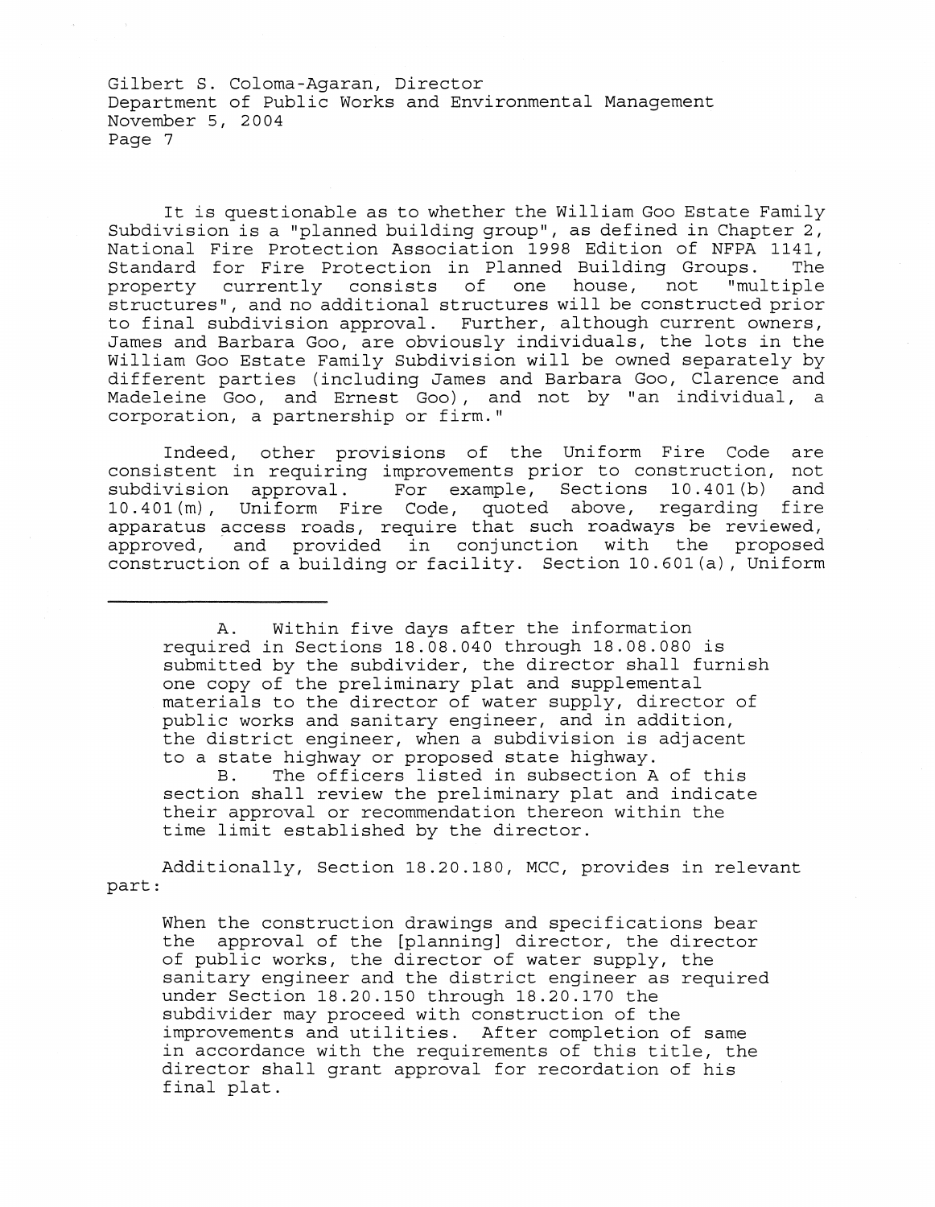It is questionable as to whether the William Goo Estate Family Subdivision is a "planned building group", as defined in Chapter 2, National Fire Protection Association 1998 Edition of NFPA 1141, Standard for Fire Protection in Planned Building Groups. The property currently consists of one house, not "multiple structures", and no additional structures will be constructed prior to final subdivision approval. Further, although current owners, James and Barbara Goo, are obviously individuals, the lots in the William Goo Estate Family Subdivision will be owned separately by different parties (including James and Barbara Goo, Clarence and Madeleine Goo, and Ernest Goo), and not by "an individual, a corporation, a partnership or firm."

Indeed, other provisions of the Uniform Fire Code are consistent in requiring improvements prior to construction, not subdivision approval. For example, Sections 10.401(b) and 10.401(m), Uniform Fire Code, quoted above, regarding fire apparatus access roads, require that such roadways be reviewed, approved, and provided in conjunction with the proposed construction of a building or facility. Section 10.601(a), Uniform

---

> A. Within five days after the information required in Sections 18.08.040 through 18.08.080 is submitted by the subdivider, the director shall furnish one copy of the preliminary plat and supplemental materials to the director of water supply, director of public works and sanitary engineer, and in addition, the district engineer, when a subdivision is adjacent to a state highway or proposed state highway.
>
> B. The officers listed in subsection A of this section shall review the preliminary plat and indicate their approval or recommendation thereon within the time limit established by the director.

Additionally, Section 18.20.180, MCC, provides in relevant part:

> When the construction drawings and specifications bear the approval of the [planning] director, the director of public works, the director of water supply, the sanitary engineer and the district engineer as required under Section 18.20.150 through 18.20.170 the subdivider may proceed with construction of the improvements and utilities. After completion of same in accordance with the requirements of this title, the director shall grant approval for recordation of his final plat.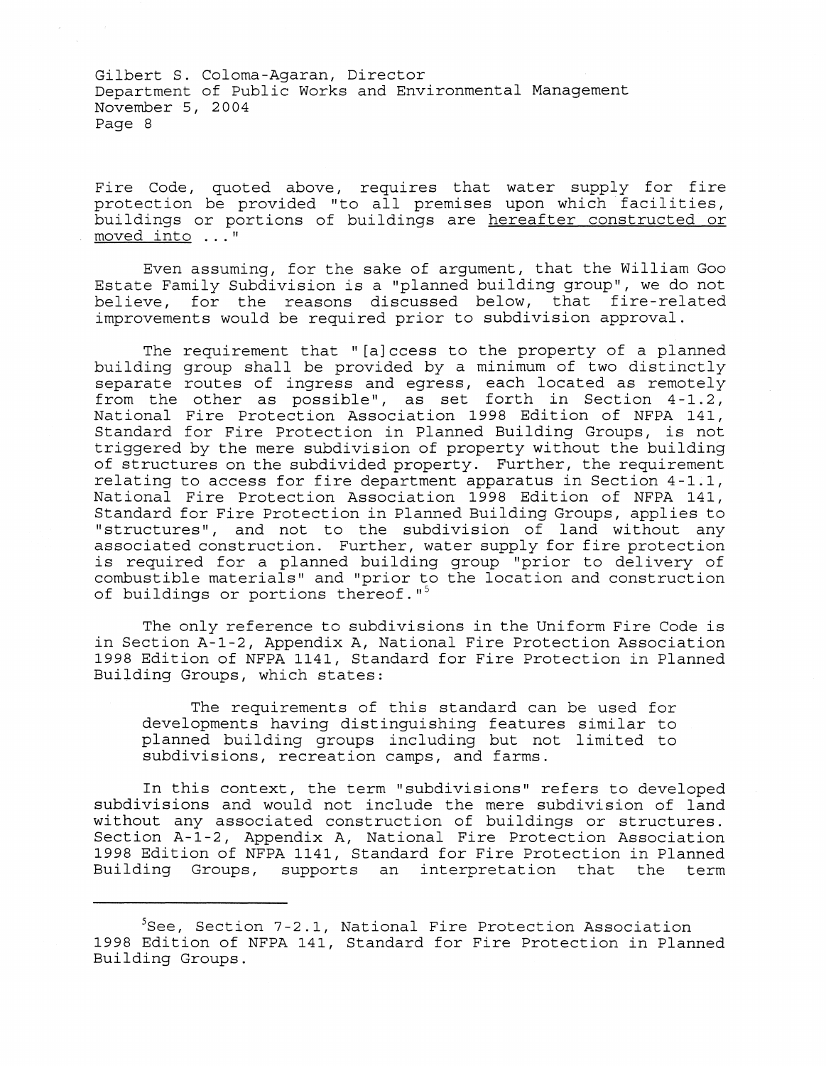Fire Code, quoted above, requires that water supply for fire protection be provided "to all premises upon which facilities, buildings or portions of buildings are <u>hereafter constructed or moved into</u> ..."

Even assuming, for the sake of argument, that the William Goo Estate Family Subdivision is a "planned building group", we do not believe, for the reasons discussed below, that fire-related improvements would be required prior to subdivision approval.

The requirement that "[a]ccess to the property of a planned building group shall be provided by a minimum of two distinctly separate routes of ingress and egress, each located as remotely from the other as possible", as set forth in Section 4-1.2, National Fire Protection Association 1998 Edition of NFPA 141, Standard for Fire Protection in Planned Building Groups, is not triggered by the mere subdivision of property without the building of structures on the subdivided property. Further, the requirement relating to access for fire department apparatus in Section 4-1.1, National Fire Protection Association 1998 Edition of NFPA 141, Standard for Fire Protection in Planned Building Groups, applies to "structures", and not to the subdivision of land without any associated construction. Further, water supply for fire protection is required for a planned building group "prior to delivery of combustible materials" and "prior to the location and construction of buildings or portions thereof."[5]

The only reference to subdivisions in the Uniform Fire Code is in Section A-1-2, Appendix A, National Fire Protection Association 1998 Edition of NFPA 1141, Standard for Fire Protection in Planned Building Groups, which states:

> The requirements of this standard can be used for developments having distinguishing features similar to planned building groups including but not limited to subdivisions, recreation camps, and farms.

In this context, the term "subdivisions" refers to developed subdivisions and would not include the mere subdivision of land without any associated construction of buildings or structures. Section A-1-2, Appendix A, National Fire Protection Association 1998 Edition of NFPA 1141, Standard for Fire Protection in Planned Building Groups, supports an interpretation that the term

---

[5] See, Section 7-2.1, National Fire Protection Association 1998 Edition of NFPA 141, Standard for Fire Protection in Planned Building Groups.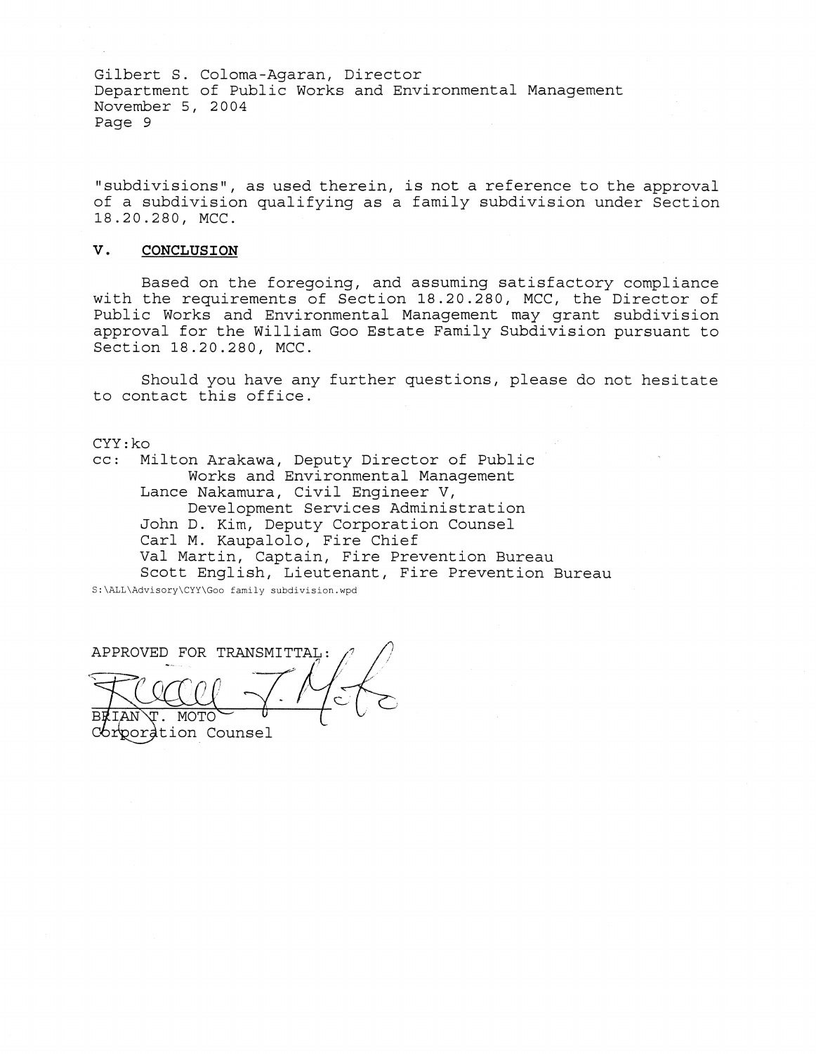"subdivisions", as used therein, is not a reference to the approval of a subdivision qualifying as a family subdivision under Section 18.20.280, MCC.

## V. CONCLUSION

Based on the foregoing, and assuming satisfactory compliance with the requirements of Section 18.20.280, MCC, the Director of Public Works and Environmental Management may grant subdivision approval for the William Goo Estate Family Subdivision pursuant to Section 18.20.280, MCC.

Should you have any further questions, please do not hesitate to contact this office.

CYY:ko

cc: Milton Arakawa, Deputy Director of Public Works and Environmental Management
Lance Nakamura, Civil Engineer V, Development Services Administration
John D. Kim, Deputy Corporation Counsel
Carl M. Kaupalolo, Fire Chief
Val Martin, Captain, Fire Prevention Bureau
Scott English, Lieutenant, Fire Prevention Bureau

S:\ALL\Advisory\CYY\Goo family subdivision.wpd

APPROVED FOR TRANSMITTAL:

BRIAN T. MOTO
Corporation Counsel